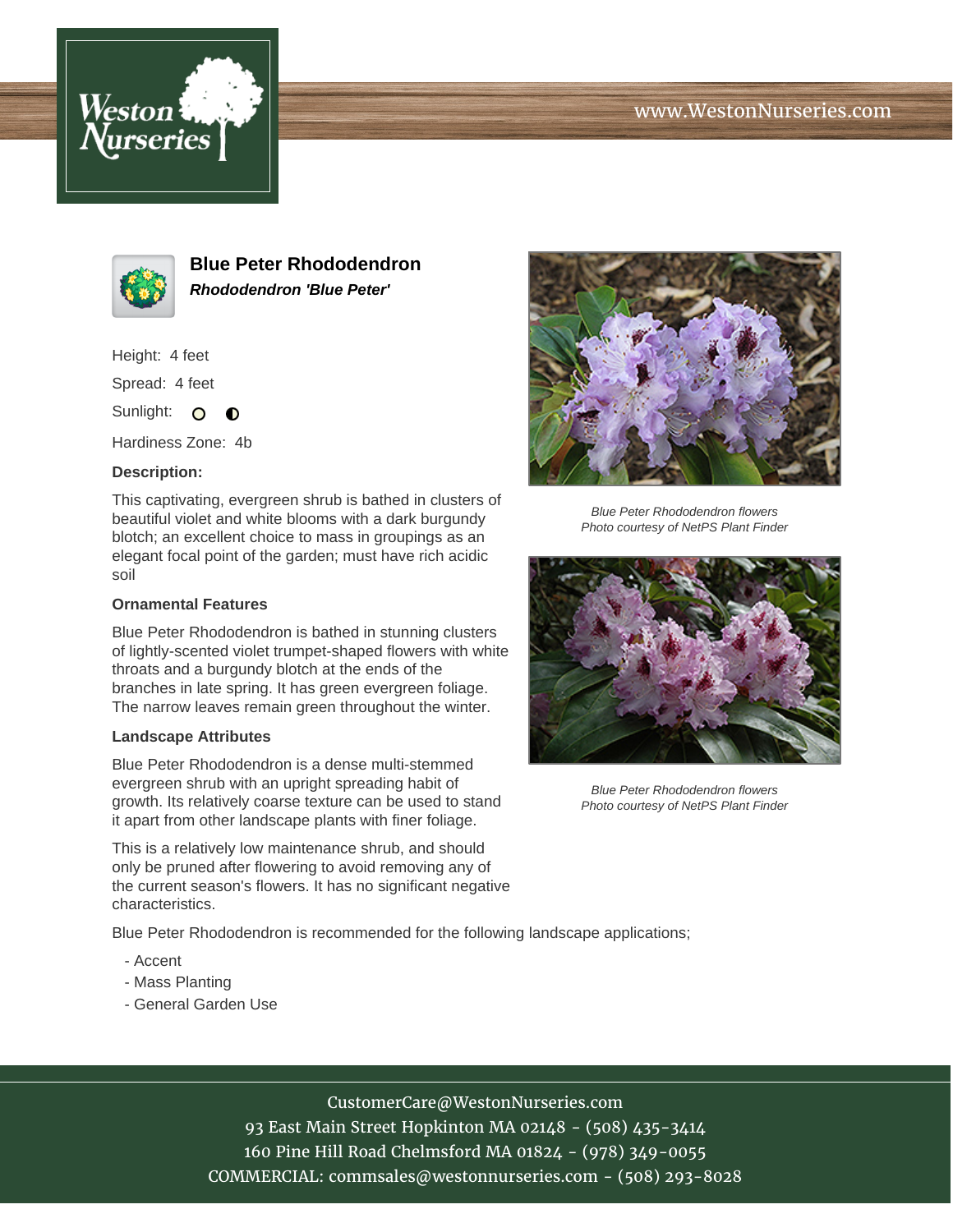Weston Nurseries

www.WestonNurseries.com

# Blue Peter Rhododendron

***Rhododendron 'Blue Peter'***

Height: 4 feet

Spread: 4 feet

Sunlight:

Hardiness Zone: 4b

**Description:**

This captivating, evergreen shrub is bathed in clusters of beautiful violet and white blooms with a dark burgundy blotch; an excellent choice to mass in groupings as an elegant focal point of the garden; must have rich acidic soil

### Ornamental Features

Blue Peter Rhododendron is bathed in stunning clusters of lightly-scented violet trumpet-shaped flowers with white throats and a burgundy blotch at the ends of the branches in late spring. It has green evergreen foliage. The narrow leaves remain green throughout the winter.

### Landscape Attributes

Blue Peter Rhododendron is a dense multi-stemmed evergreen shrub with an upright spreading habit of growth. Its relatively coarse texture can be used to stand it apart from other landscape plants with finer foliage.

This is a relatively low maintenance shrub, and should only be pruned after flowering to avoid removing any of the current season's flowers. It has no significant negative characteristics.

Blue Peter Rhododendron is recommended for the following landscape applications;

- Accent
- Mass Planting
- General Garden Use

*Blue Peter Rhododendron flowers*
*Photo courtesy of NetPS Plant Finder*

*Blue Peter Rhododendron flowers*
*Photo courtesy of NetPS Plant Finder*

CustomerCare@WestonNurseries.com
93 East Main Street Hopkinton MA 02148 - (508) 435-3414
160 Pine Hill Road Chelmsford MA 01824 - (978) 349-0055
COMMERCIAL: commsales@westonnurseries.com - (508) 293-8028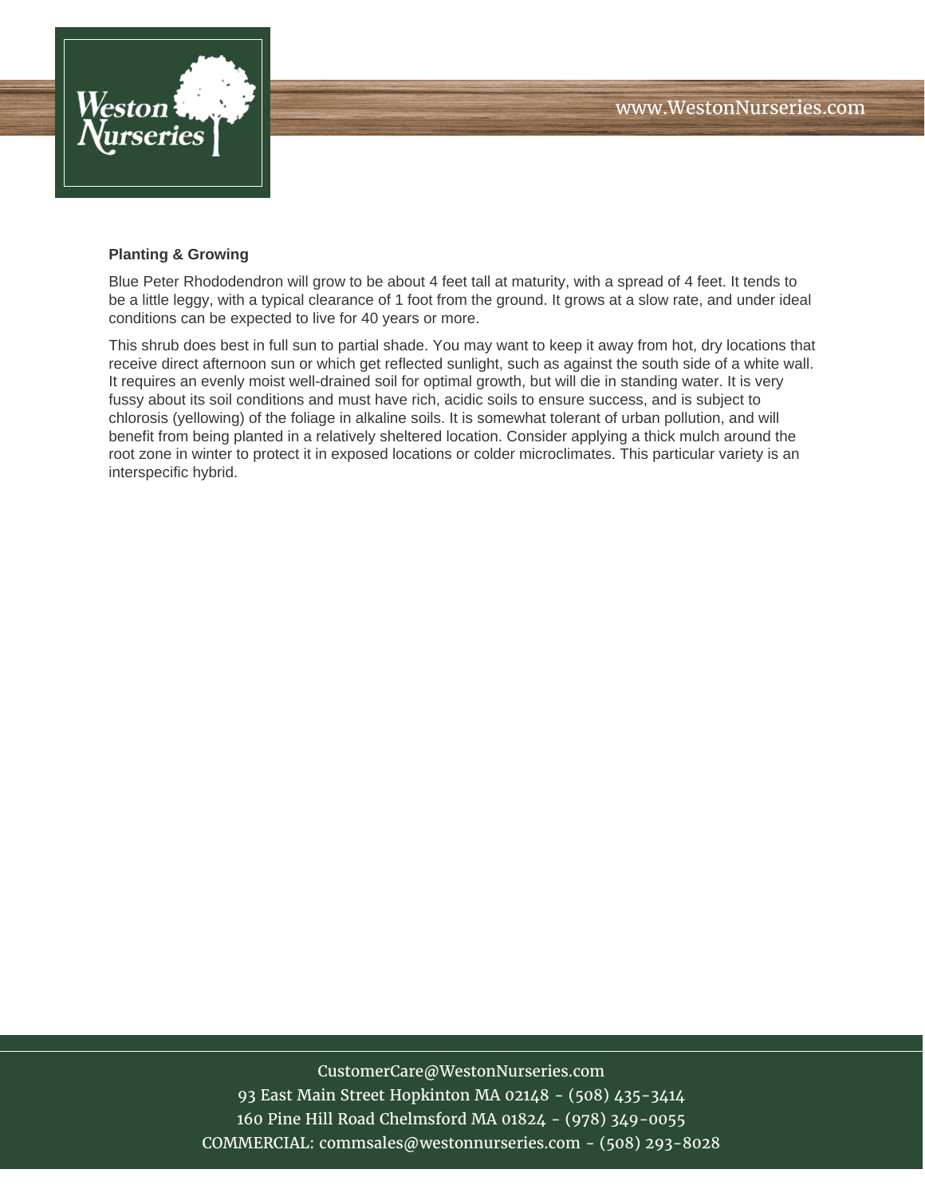## Planting & Growing

Blue Peter Rhododendron will grow to be about 4 feet tall at maturity, with a spread of 4 feet. It tends to be a little leggy, with a typical clearance of 1 foot from the ground. It grows at a slow rate, and under ideal conditions can be expected to live for 40 years or more.

This shrub does best in full sun to partial shade. You may want to keep it away from hot, dry locations that receive direct afternoon sun or which get reflected sunlight, such as against the south side of a white wall. It requires an evenly moist well-drained soil for optimal growth, but will die in standing water. It is very fussy about its soil conditions and must have rich, acidic soils to ensure success, and is subject to chlorosis (yellowing) of the foliage in alkaline soils. It is somewhat tolerant of urban pollution, and will benefit from being planted in a relatively sheltered location. Consider applying a thick mulch around the root zone in winter to protect it in exposed locations or colder microclimates. This particular variety is an interspecific hybrid.